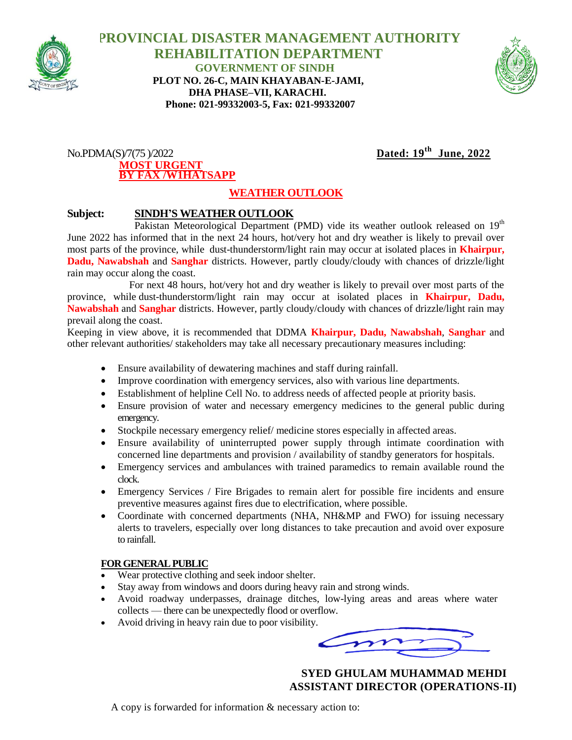# PROVINCIAL DISASTER MANAGEMENT AUTHORITY
## REHABILITATION DEPARTMENT
### GOVERNMENT OF SINDH

**PLOT NO. 26-C, MAIN KHAYABAN-E-JAMI,**
**DHA PHASE–VII, KARACHI.**
**Phone: 021-99332003-5, Fax: 021-99332007**

No.PDMA(S)/7(75 )/2022 **Dated: 19th June, 2022**

**MOST URGENT**
**BY FAX /WHATSAPP**

**WEATHER OUTLOOK**

**Subject: SINDH'S WEATHER OUTLOOK**

Pakistan Meteorological Department (PMD) vide its weather outlook released on 19th June 2022 has informed that in the next 24 hours, hot/very hot and dry weather is likely to prevail over most parts of the province, while dust-thunderstorm/light rain may occur at isolated places in **Khairpur, Dadu, Nawabshah** and **Sanghar** districts. However, partly cloudy/cloudy with chances of drizzle/light rain may occur along the coast.

For next 48 hours, hot/very hot and dry weather is likely to prevail over most parts of the province, while dust-thunderstorm/light rain may occur at isolated places in **Khairpur, Dadu, Nawabshah** and **Sanghar** districts. However, partly cloudy/cloudy with chances of drizzle/light rain may prevail along the coast.

Keeping in view above, it is recommended that DDMA **Khairpur, Dadu, Nawabshah**, **Sanghar** and other relevant authorities/ stakeholders may take all necessary precautionary measures including:

- Ensure availability of dewatering machines and staff during rainfall.
- Improve coordination with emergency services, also with various line departments.
- Establishment of helpline Cell No. to address needs of affected people at priority basis.
- Ensure provision of water and necessary emergency medicines to the general public during emergency.
- Stockpile necessary emergency relief/ medicine stores especially in affected areas.
- Ensure availability of uninterrupted power supply through intimate coordination with concerned line departments and provision / availability of standby generators for hospitals.
- Emergency services and ambulances with trained paramedics to remain available round the clock.
- Emergency Services / Fire Brigades to remain alert for possible fire incidents and ensure preventive measures against fires due to electrification, where possible.
- Coordinate with concerned departments (NHA, NH&MP and FWO) for issuing necessary alerts to travelers, especially over long distances to take precaution and avoid over exposure to rainfall.

**FOR GENERAL PUBLIC**

- Wear protective clothing and seek indoor shelter.
- Stay away from windows and doors during heavy rain and strong winds.
- Avoid roadway underpasses, drainage ditches, low-lying areas and areas where water collects — there can be unexpectedly flood or overflow.
- Avoid driving in heavy rain due to poor visibility.

**SYED GHULAM MUHAMMAD MEHDI**
**ASSISTANT DIRECTOR (OPERATIONS-II)**

A copy is forwarded for information & necessary action to: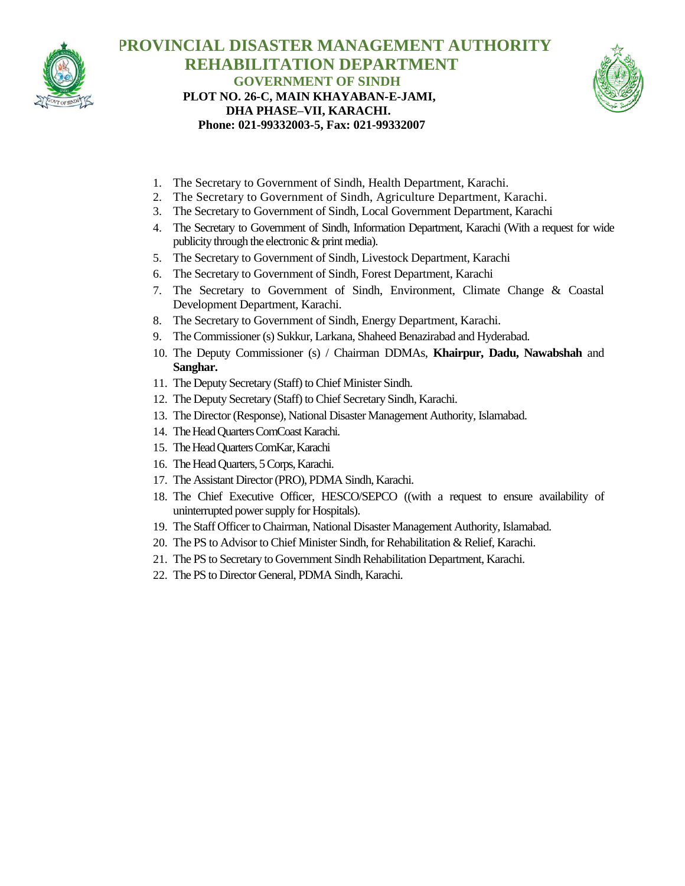# PROVINCIAL DISASTER MANAGEMENT AUTHORITY
## REHABILITATION DEPARTMENT
### GOVERNMENT OF SINDH

**PLOT NO. 26-C, MAIN KHAYABAN-E-JAMI,**
**DHA PHASE–VII, KARACHI.**
**Phone: 021-99332003-5, Fax: 021-99332007**

1. The Secretary to Government of Sindh, Health Department, Karachi.
2. The Secretary to Government of Sindh, Agriculture Department, Karachi.
3. The Secretary to Government of Sindh, Local Government Department, Karachi
4. The Secretary to Government of Sindh, Information Department, Karachi (With a request for wide publicity through the electronic & print media).
5. The Secretary to Government of Sindh, Livestock Department, Karachi
6. The Secretary to Government of Sindh, Forest Department, Karachi
7. The Secretary to Government of Sindh, Environment, Climate Change & Coastal Development Department, Karachi.
8. The Secretary to Government of Sindh, Energy Department, Karachi.
9. The Commissioner (s) Sukkur, Larkana, Shaheed Benazirabad and Hyderabad.
10. The Deputy Commissioner (s) / Chairman DDMAs, **Khairpur, Dadu, Nawabshah** and **Sanghar.**
11. The Deputy Secretary (Staff) to Chief Minister Sindh.
12. The Deputy Secretary (Staff) to Chief Secretary Sindh, Karachi.
13. The Director (Response), National Disaster Management Authority, Islamabad.
14. The Head Quarters ComCoast Karachi.
15. The Head Quarters ComKar, Karachi
16. The Head Quarters, 5 Corps, Karachi.
17. The Assistant Director (PRO), PDMA Sindh, Karachi.
18. The Chief Executive Officer, HESCO/SEPCO ((with a request to ensure availability of uninterrupted power supply for Hospitals).
19. The Staff Officer to Chairman, National Disaster Management Authority, Islamabad.
20. The PS to Advisor to Chief Minister Sindh, for Rehabilitation & Relief, Karachi.
21. The PS to Secretary to Government Sindh Rehabilitation Department, Karachi.
22. The PS to Director General, PDMA Sindh, Karachi.